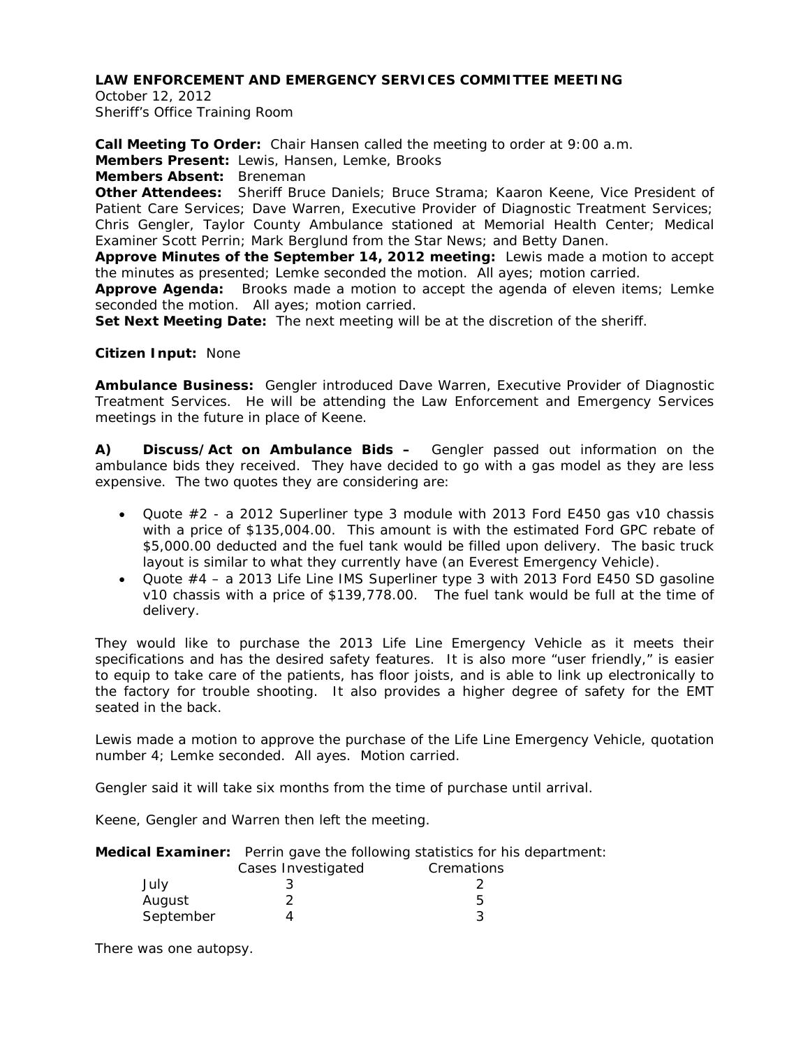# LAW ENFORCEMENT AND EMERGENCY SERVICES COMMITTEE MEETING

October 12, 2012
Sheriff's Office Training Room

**Call Meeting To Order:** Chair Hansen called the meeting to order at 9:00 a.m.
**Members Present:** Lewis, Hansen, Lemke, Brooks
**Members Absent:** Breneman
**Other Attendees:** Sheriff Bruce Daniels; Bruce Strama; Kaaron Keene, Vice President of Patient Care Services; Dave Warren, Executive Provider of Diagnostic Treatment Services; Chris Gengler, Taylor County Ambulance stationed at Memorial Health Center; Medical Examiner Scott Perrin; Mark Berglund from the Star News; and Betty Danen.
**Approve Minutes of the September 14, 2012 meeting:** Lewis made a motion to accept the minutes as presented; Lemke seconded the motion. All ayes; motion carried.
**Approve Agenda:** Brooks made a motion to accept the agenda of eleven items; Lemke seconded the motion. All ayes; motion carried.
**Set Next Meeting Date:** The next meeting will be at the discretion of the sheriff.

**Citizen Input:** None

**Ambulance Business:** Gengler introduced Dave Warren, Executive Provider of Diagnostic Treatment Services. He will be attending the Law Enforcement and Emergency Services meetings in the future in place of Keene.

**A) Discuss/Act on Ambulance Bids –** Gengler passed out information on the ambulance bids they received. They have decided to go with a gas model as they are less expensive. The two quotes they are considering are:

- Quote #2 - a 2012 Superliner type 3 module with 2013 Ford E450 gas v10 chassis with a price of $135,004.00. This amount is with the estimated Ford GPC rebate of $5,000.00 deducted and the fuel tank would be filled upon delivery. The basic truck layout is similar to what they currently have (an Everest Emergency Vehicle).
- Quote #4 – a 2013 Life Line IMS Superliner type 3 with 2013 Ford E450 SD gasoline v10 chassis with a price of $139,778.00. The fuel tank would be full at the time of delivery.

They would like to purchase the 2013 Life Line Emergency Vehicle as it meets their specifications and has the desired safety features. It is also more "user friendly," is easier to equip to take care of the patients, has floor joists, and is able to link up electronically to the factory for trouble shooting. It also provides a higher degree of safety for the EMT seated in the back.

Lewis made a motion to approve the purchase of the Life Line Emergency Vehicle, quotation number 4; Lemke seconded. All ayes. Motion carried.

Gengler said it will take six months from the time of purchase until arrival.

Keene, Gengler and Warren then left the meeting.

**Medical Examiner:** Perrin gave the following statistics for his department:

| | Cases Investigated | Cremations |
|---|---|---|
| July | 3 | 2 |
| August | 2 | 5 |
| September | 4 | 3 |

There was one autopsy.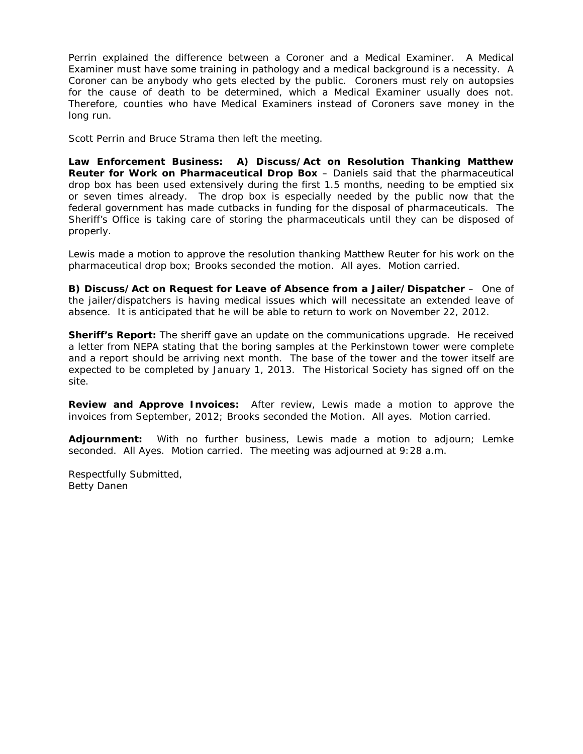Perrin explained the difference between a Coroner and a Medical Examiner. A Medical Examiner must have some training in pathology and a medical background is a necessity. A Coroner can be anybody who gets elected by the public. Coroners must rely on autopsies for the cause of death to be determined, which a Medical Examiner usually does not. Therefore, counties who have Medical Examiners instead of Coroners save money in the long run.

Scott Perrin and Bruce Strama then left the meeting.

**Law Enforcement Business: A) Discuss/Act on Resolution Thanking Matthew Reuter for Work on Pharmaceutical Drop Box** – Daniels said that the pharmaceutical drop box has been used extensively during the first 1.5 months, needing to be emptied six or seven times already. The drop box is especially needed by the public now that the federal government has made cutbacks in funding for the disposal of pharmaceuticals. The Sheriff's Office is taking care of storing the pharmaceuticals until they can be disposed of properly.

Lewis made a motion to approve the resolution thanking Matthew Reuter for his work on the pharmaceutical drop box; Brooks seconded the motion. All ayes. Motion carried.

**B) Discuss/Act on Request for Leave of Absence from a Jailer/Dispatcher** – One of the jailer/dispatchers is having medical issues which will necessitate an extended leave of absence. It is anticipated that he will be able to return to work on November 22, 2012.

**Sheriff's Report:** The sheriff gave an update on the communications upgrade. He received a letter from NEPA stating that the boring samples at the Perkinstown tower were complete and a report should be arriving next month. The base of the tower and the tower itself are expected to be completed by January 1, 2013. The Historical Society has signed off on the site.

**Review and Approve Invoices:** After review, Lewis made a motion to approve the invoices from September, 2012; Brooks seconded the Motion. All ayes. Motion carried.

**Adjournment:** With no further business, Lewis made a motion to adjourn; Lemke seconded. All Ayes. Motion carried. The meeting was adjourned at 9:28 a.m.

Respectfully Submitted,
Betty Danen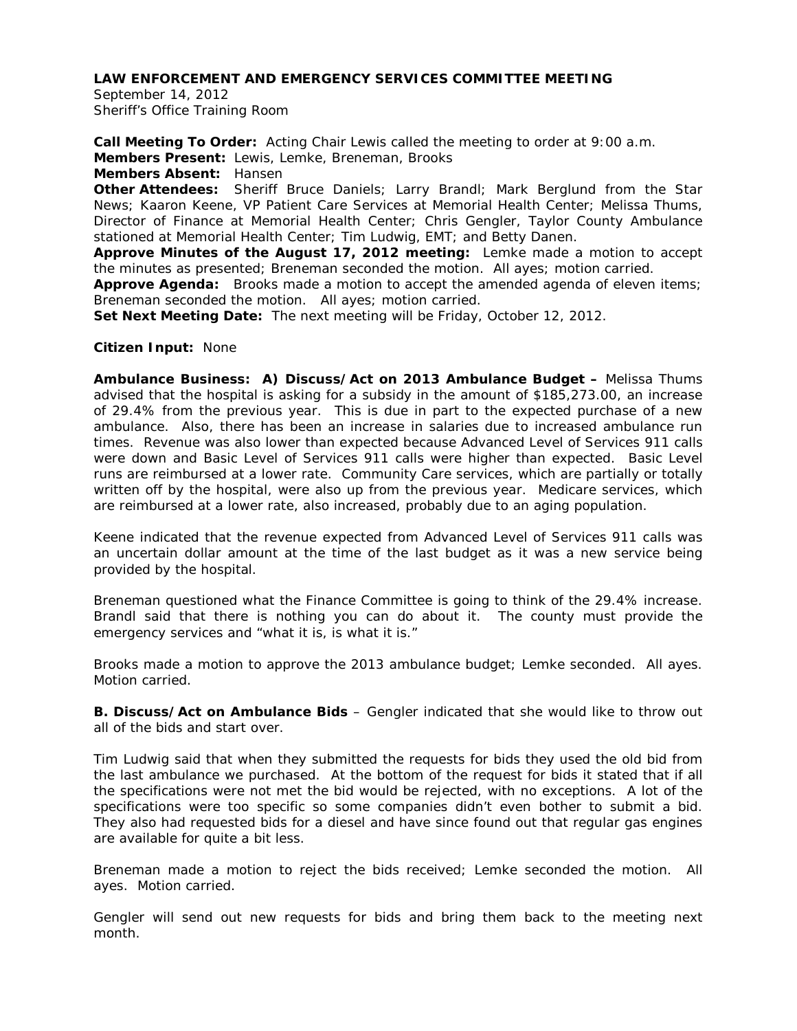**LAW ENFORCEMENT AND EMERGENCY SERVICES COMMITTEE MEETING**

September 14, 2012
Sheriff's Office Training Room

**Call Meeting To Order:** Acting Chair Lewis called the meeting to order at 9:00 a.m.
**Members Present:** Lewis, Lemke, Breneman, Brooks
**Members Absent:** Hansen
**Other Attendees:** Sheriff Bruce Daniels; Larry Brandl; Mark Berglund from the Star News; Kaaron Keene, VP Patient Care Services at Memorial Health Center; Melissa Thums, Director of Finance at Memorial Health Center; Chris Gengler, Taylor County Ambulance stationed at Memorial Health Center; Tim Ludwig, EMT; and Betty Danen.
**Approve Minutes of the August 17, 2012 meeting:** Lemke made a motion to accept the minutes as presented; Breneman seconded the motion. All ayes; motion carried.
**Approve Agenda:** Brooks made a motion to accept the amended agenda of eleven items; Breneman seconded the motion. All ayes; motion carried.
**Set Next Meeting Date:** The next meeting will be Friday, October 12, 2012.

**Citizen Input:** None

**Ambulance Business: A) Discuss/Act on 2013 Ambulance Budget –** Melissa Thums advised that the hospital is asking for a subsidy in the amount of $185,273.00, an increase of 29.4% from the previous year. This is due in part to the expected purchase of a new ambulance. Also, there has been an increase in salaries due to increased ambulance run times. Revenue was also lower than expected because Advanced Level of Services 911 calls were down and Basic Level of Services 911 calls were higher than expected. Basic Level runs are reimbursed at a lower rate. Community Care services, which are partially or totally written off by the hospital, were also up from the previous year. Medicare services, which are reimbursed at a lower rate, also increased, probably due to an aging population.

Keene indicated that the revenue expected from Advanced Level of Services 911 calls was an uncertain dollar amount at the time of the last budget as it was a new service being provided by the hospital.

Breneman questioned what the Finance Committee is going to think of the 29.4% increase. Brandl said that there is nothing you can do about it. The county must provide the emergency services and "what it is, is what it is."

Brooks made a motion to approve the 2013 ambulance budget; Lemke seconded. All ayes. Motion carried.

**B. Discuss/Act on Ambulance Bids** – Gengler indicated that she would like to throw out all of the bids and start over.

Tim Ludwig said that when they submitted the requests for bids they used the old bid from the last ambulance we purchased. At the bottom of the request for bids it stated that if all the specifications were not met the bid would be rejected, with no exceptions. A lot of the specifications were too specific so some companies didn't even bother to submit a bid. They also had requested bids for a diesel and have since found out that regular gas engines are available for quite a bit less.

Breneman made a motion to reject the bids received; Lemke seconded the motion. All ayes. Motion carried.

Gengler will send out new requests for bids and bring them back to the meeting next month.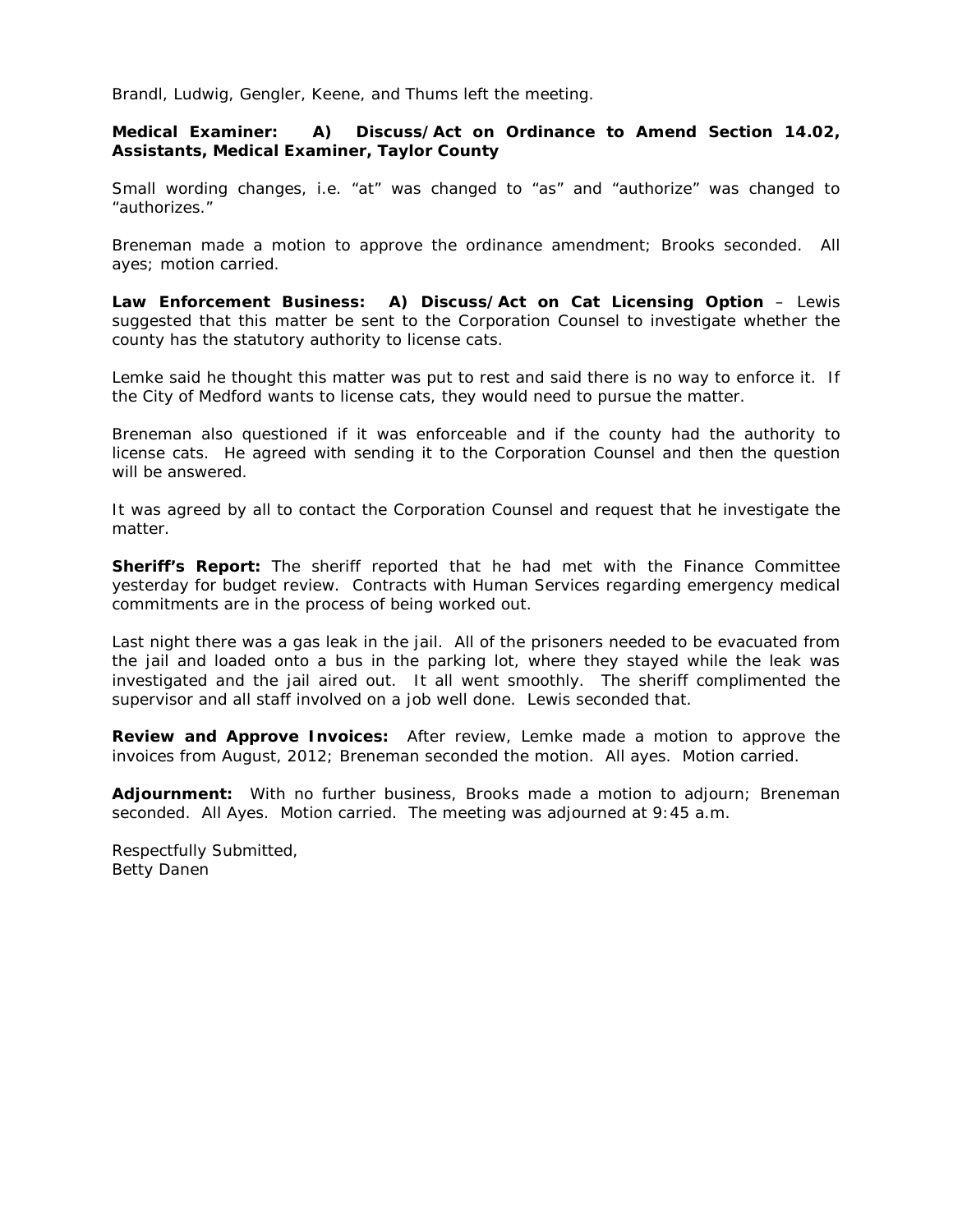Brandl, Ludwig, Gengler, Keene, and Thums left the meeting.

**Medical Examiner: A) Discuss/Act on Ordinance to Amend Section 14.02, Assistants, Medical Examiner, Taylor County**

Small wording changes, i.e. "at" was changed to "as" and "authorize" was changed to "authorizes."

Breneman made a motion to approve the ordinance amendment; Brooks seconded. All ayes; motion carried.

**Law Enforcement Business: A) Discuss/Act on Cat Licensing Option** – Lewis suggested that this matter be sent to the Corporation Counsel to investigate whether the county has the statutory authority to license cats.

Lemke said he thought this matter was put to rest and said there is no way to enforce it. If the City of Medford wants to license cats, they would need to pursue the matter.

Breneman also questioned if it was enforceable and if the county had the authority to license cats. He agreed with sending it to the Corporation Counsel and then the question will be answered.

It was agreed by all to contact the Corporation Counsel and request that he investigate the matter.

**Sheriff's Report:** The sheriff reported that he had met with the Finance Committee yesterday for budget review. Contracts with Human Services regarding emergency medical commitments are in the process of being worked out.

Last night there was a gas leak in the jail. All of the prisoners needed to be evacuated from the jail and loaded onto a bus in the parking lot, where they stayed while the leak was investigated and the jail aired out. It all went smoothly. The sheriff complimented the supervisor and all staff involved on a job well done. Lewis seconded that.

**Review and Approve Invoices:** After review, Lemke made a motion to approve the invoices from August, 2012; Breneman seconded the motion. All ayes. Motion carried.

**Adjournment:** With no further business, Brooks made a motion to adjourn; Breneman seconded. All Ayes. Motion carried. The meeting was adjourned at 9:45 a.m.

Respectfully Submitted,
Betty Danen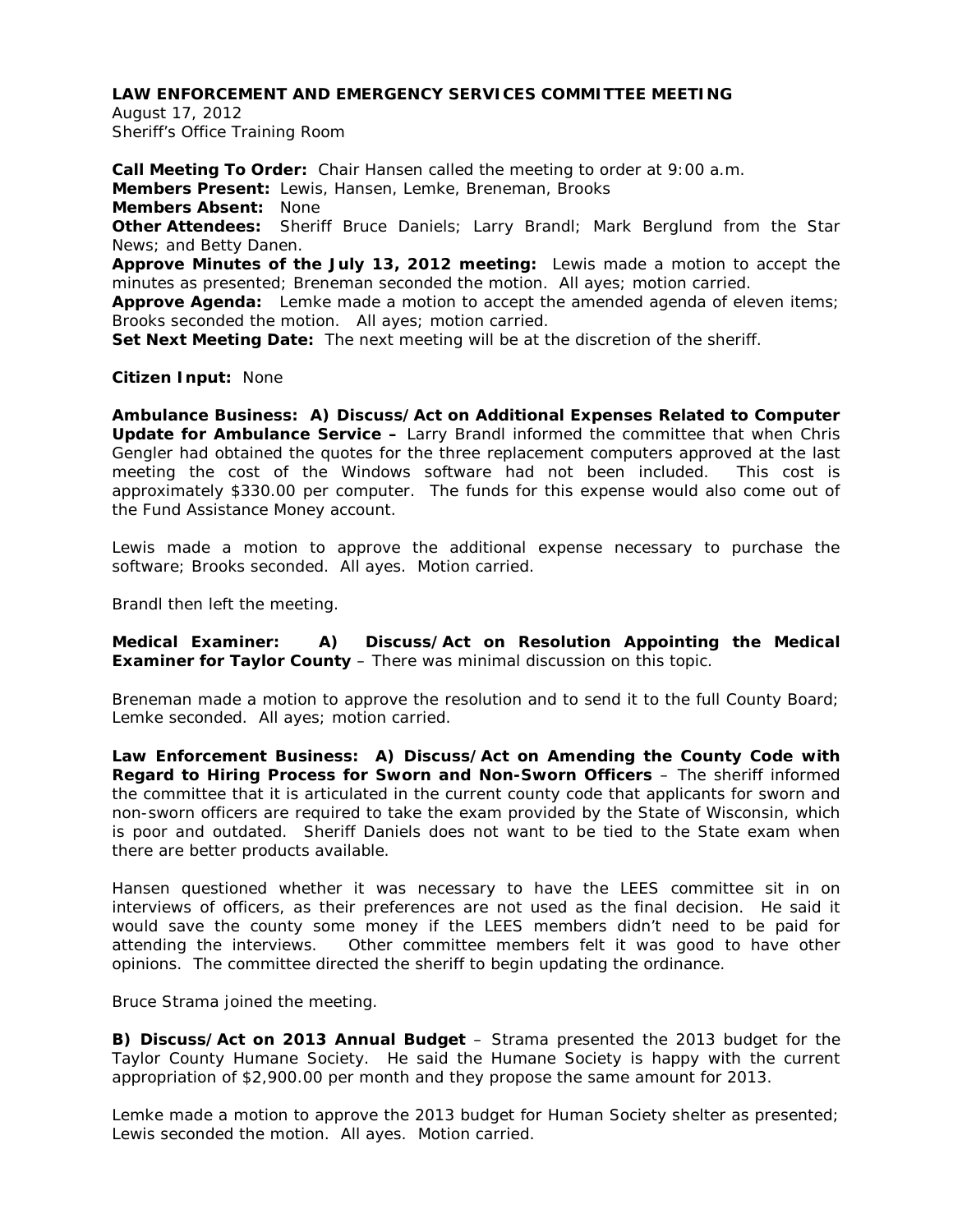**LAW ENFORCEMENT AND EMERGENCY SERVICES COMMITTEE MEETING**
August 17, 2012
Sheriff's Office Training Room

**Call Meeting To Order:** Chair Hansen called the meeting to order at 9:00 a.m.
**Members Present:** Lewis, Hansen, Lemke, Breneman, Brooks
**Members Absent:** None
**Other Attendees:** Sheriff Bruce Daniels; Larry Brandl; Mark Berglund from the Star News; and Betty Danen.
**Approve Minutes of the July 13, 2012 meeting:** Lewis made a motion to accept the minutes as presented; Breneman seconded the motion. All ayes; motion carried.
**Approve Agenda:** Lemke made a motion to accept the amended agenda of eleven items; Brooks seconded the motion. All ayes; motion carried.
**Set Next Meeting Date:** The next meeting will be at the discretion of the sheriff.

**Citizen Input:** None

**Ambulance Business: A) Discuss/Act on Additional Expenses Related to Computer Update for Ambulance Service –** Larry Brandl informed the committee that when Chris Gengler had obtained the quotes for the three replacement computers approved at the last meeting the cost of the Windows software had not been included. This cost is approximately $330.00 per computer. The funds for this expense would also come out of the Fund Assistance Money account.

Lewis made a motion to approve the additional expense necessary to purchase the software; Brooks seconded. All ayes. Motion carried.

Brandl then left the meeting.

**Medical Examiner: A) Discuss/Act on Resolution Appointing the Medical Examiner for Taylor County** – There was minimal discussion on this topic.

Breneman made a motion to approve the resolution and to send it to the full County Board; Lemke seconded. All ayes; motion carried.

**Law Enforcement Business: A) Discuss/Act on Amending the County Code with Regard to Hiring Process for Sworn and Non-Sworn Officers** – The sheriff informed the committee that it is articulated in the current county code that applicants for sworn and non-sworn officers are required to take the exam provided by the State of Wisconsin, which is poor and outdated. Sheriff Daniels does not want to be tied to the State exam when there are better products available.

Hansen questioned whether it was necessary to have the LEES committee sit in on interviews of officers, as their preferences are not used as the final decision. He said it would save the county some money if the LEES members didn't need to be paid for attending the interviews. Other committee members felt it was good to have other opinions. The committee directed the sheriff to begin updating the ordinance.

Bruce Strama joined the meeting.

**B) Discuss/Act on 2013 Annual Budget** – Strama presented the 2013 budget for the Taylor County Humane Society. He said the Humane Society is happy with the current appropriation of $2,900.00 per month and they propose the same amount for 2013.

Lemke made a motion to approve the 2013 budget for Human Society shelter as presented; Lewis seconded the motion. All ayes. Motion carried.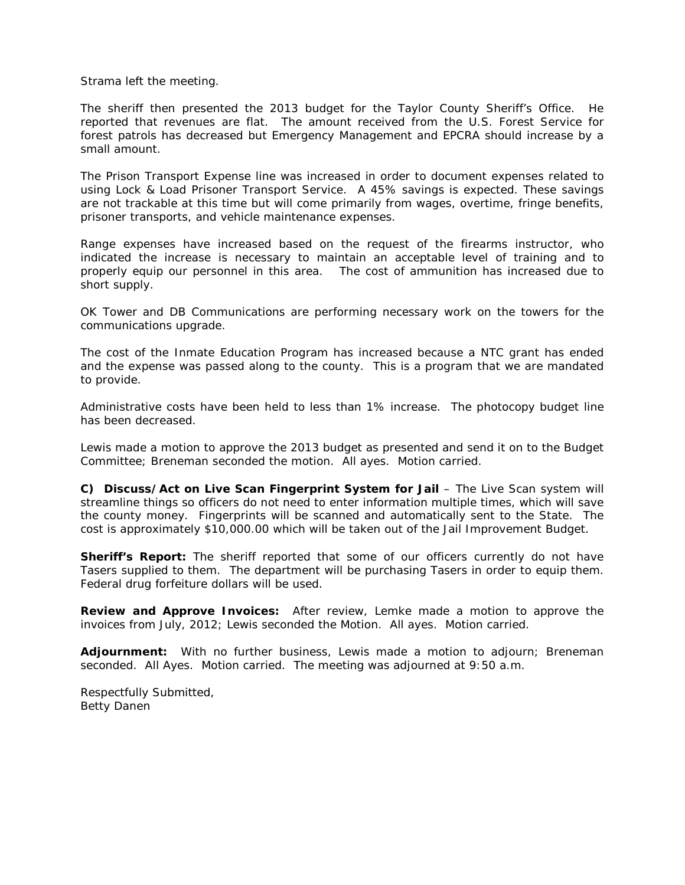Strama left the meeting.

The sheriff then presented the 2013 budget for the Taylor County Sheriff's Office. He reported that revenues are flat. The amount received from the U.S. Forest Service for forest patrols has decreased but Emergency Management and EPCRA should increase by a small amount.

The Prison Transport Expense line was increased in order to document expenses related to using Lock & Load Prisoner Transport Service. A 45% savings is expected. These savings are not trackable at this time but will come primarily from wages, overtime, fringe benefits, prisoner transports, and vehicle maintenance expenses.

Range expenses have increased based on the request of the firearms instructor, who indicated the increase is necessary to maintain an acceptable level of training and to properly equip our personnel in this area. The cost of ammunition has increased due to short supply.

OK Tower and DB Communications are performing necessary work on the towers for the communications upgrade.

The cost of the Inmate Education Program has increased because a NTC grant has ended and the expense was passed along to the county. This is a program that we are mandated to provide.

Administrative costs have been held to less than 1% increase. The photocopy budget line has been decreased.

Lewis made a motion to approve the 2013 budget as presented and send it on to the Budget Committee; Breneman seconded the motion. All ayes. Motion carried.

**C) Discuss/Act on Live Scan Fingerprint System for Jail** – The Live Scan system will streamline things so officers do not need to enter information multiple times, which will save the county money. Fingerprints will be scanned and automatically sent to the State. The cost is approximately $10,000.00 which will be taken out of the Jail Improvement Budget.

**Sheriff's Report:** The sheriff reported that some of our officers currently do not have Tasers supplied to them. The department will be purchasing Tasers in order to equip them. Federal drug forfeiture dollars will be used.

**Review and Approve Invoices:** After review, Lemke made a motion to approve the invoices from July, 2012; Lewis seconded the Motion. All ayes. Motion carried.

**Adjournment:** With no further business, Lewis made a motion to adjourn; Breneman seconded. All Ayes. Motion carried. The meeting was adjourned at 9:50 a.m.

Respectfully Submitted,
Betty Danen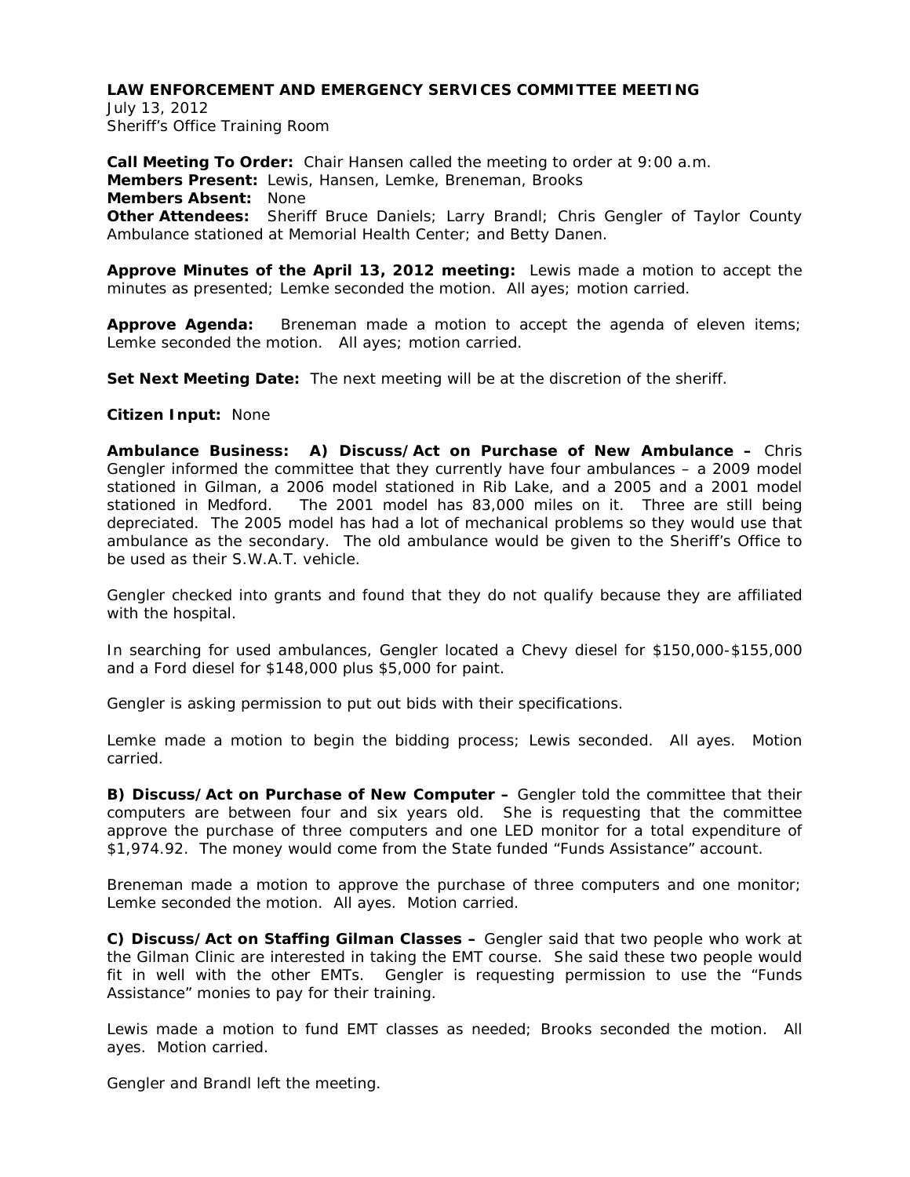**LAW ENFORCEMENT AND EMERGENCY SERVICES COMMITTEE MEETING**
July 13, 2012
Sheriff's Office Training Room

**Call Meeting To Order:** Chair Hansen called the meeting to order at 9:00 a.m.
**Members Present:** Lewis, Hansen, Lemke, Breneman, Brooks
**Members Absent:** None
**Other Attendees:** Sheriff Bruce Daniels; Larry Brandl; Chris Gengler of Taylor County Ambulance stationed at Memorial Health Center; and Betty Danen.

**Approve Minutes of the April 13, 2012 meeting:** Lewis made a motion to accept the minutes as presented; Lemke seconded the motion. All ayes; motion carried.

**Approve Agenda:** Breneman made a motion to accept the agenda of eleven items; Lemke seconded the motion. All ayes; motion carried.

**Set Next Meeting Date:** The next meeting will be at the discretion of the sheriff.

**Citizen Input:** None

**Ambulance Business: A) Discuss/Act on Purchase of New Ambulance –** Chris Gengler informed the committee that they currently have four ambulances – a 2009 model stationed in Gilman, a 2006 model stationed in Rib Lake, and a 2005 and a 2001 model stationed in Medford. The 2001 model has 83,000 miles on it. Three are still being depreciated. The 2005 model has had a lot of mechanical problems so they would use that ambulance as the secondary. The old ambulance would be given to the Sheriff's Office to be used as their S.W.A.T. vehicle.

Gengler checked into grants and found that they do not qualify because they are affiliated with the hospital.

In searching for used ambulances, Gengler located a Chevy diesel for $150,000-$155,000 and a Ford diesel for $148,000 plus $5,000 for paint.

Gengler is asking permission to put out bids with their specifications.

Lemke made a motion to begin the bidding process; Lewis seconded. All ayes. Motion carried.

**B) Discuss/Act on Purchase of New Computer –** Gengler told the committee that their computers are between four and six years old. She is requesting that the committee approve the purchase of three computers and one LED monitor for a total expenditure of $1,974.92. The money would come from the State funded "Funds Assistance" account.

Breneman made a motion to approve the purchase of three computers and one monitor; Lemke seconded the motion. All ayes. Motion carried.

**C) Discuss/Act on Staffing Gilman Classes –** Gengler said that two people who work at the Gilman Clinic are interested in taking the EMT course. She said these two people would fit in well with the other EMTs. Gengler is requesting permission to use the "Funds Assistance" monies to pay for their training.

Lewis made a motion to fund EMT classes as needed; Brooks seconded the motion. All ayes. Motion carried.

Gengler and Brandl left the meeting.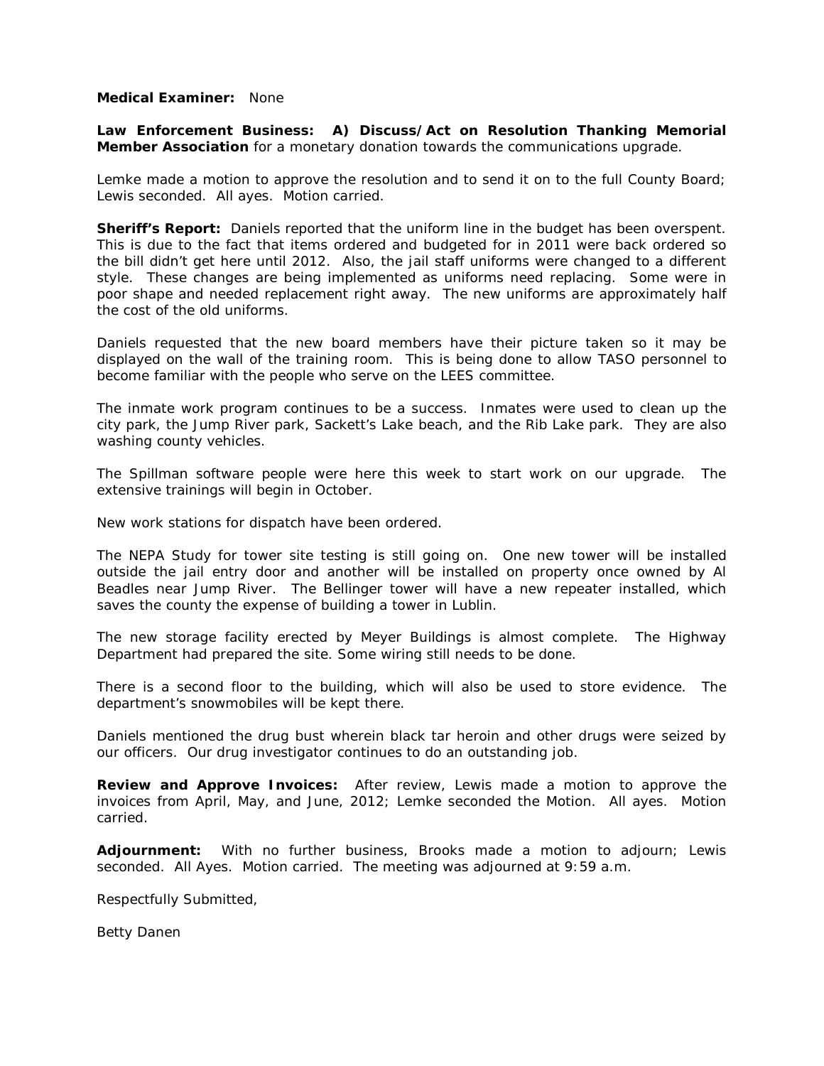**Medical Examiner:** None

**Law Enforcement Business: A) Discuss/Act on Resolution Thanking Memorial Member Association** for a monetary donation towards the communications upgrade.

Lemke made a motion to approve the resolution and to send it on to the full County Board; Lewis seconded. All ayes. Motion carried.

**Sheriff's Report:** Daniels reported that the uniform line in the budget has been overspent. This is due to the fact that items ordered and budgeted for in 2011 were back ordered so the bill didn't get here until 2012. Also, the jail staff uniforms were changed to a different style. These changes are being implemented as uniforms need replacing. Some were in poor shape and needed replacement right away. The new uniforms are approximately half the cost of the old uniforms.

Daniels requested that the new board members have their picture taken so it may be displayed on the wall of the training room. This is being done to allow TASO personnel to become familiar with the people who serve on the LEES committee.

The inmate work program continues to be a success. Inmates were used to clean up the city park, the Jump River park, Sackett's Lake beach, and the Rib Lake park. They are also washing county vehicles.

The Spillman software people were here this week to start work on our upgrade. The extensive trainings will begin in October.

New work stations for dispatch have been ordered.

The NEPA Study for tower site testing is still going on. One new tower will be installed outside the jail entry door and another will be installed on property once owned by Al Beadles near Jump River. The Bellinger tower will have a new repeater installed, which saves the county the expense of building a tower in Lublin.

The new storage facility erected by Meyer Buildings is almost complete. The Highway Department had prepared the site. Some wiring still needs to be done.

There is a second floor to the building, which will also be used to store evidence. The department's snowmobiles will be kept there.

Daniels mentioned the drug bust wherein black tar heroin and other drugs were seized by our officers. Our drug investigator continues to do an outstanding job.

**Review and Approve Invoices:** After review, Lewis made a motion to approve the invoices from April, May, and June, 2012; Lemke seconded the Motion. All ayes. Motion carried.

**Adjournment:** With no further business, Brooks made a motion to adjourn; Lewis seconded. All Ayes. Motion carried. The meeting was adjourned at 9:59 a.m.

Respectfully Submitted,

Betty Danen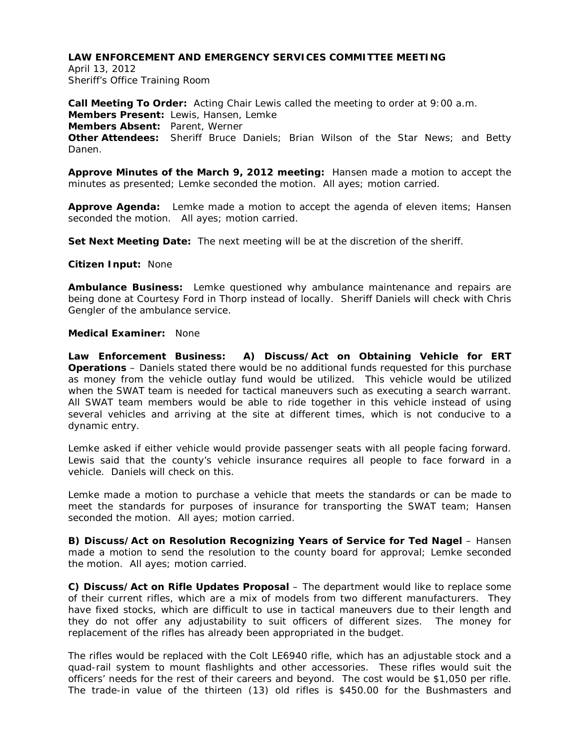**LAW ENFORCEMENT AND EMERGENCY SERVICES COMMITTEE MEETING**
April 13, 2012
Sheriff's Office Training Room

**Call Meeting To Order:** Acting Chair Lewis called the meeting to order at 9:00 a.m.
**Members Present:** Lewis, Hansen, Lemke
**Members Absent:** Parent, Werner
**Other Attendees:** Sheriff Bruce Daniels; Brian Wilson of the Star News; and Betty Danen.

**Approve Minutes of the March 9, 2012 meeting:** Hansen made a motion to accept the minutes as presented; Lemke seconded the motion. All ayes; motion carried.

**Approve Agenda:** Lemke made a motion to accept the agenda of eleven items; Hansen seconded the motion. All ayes; motion carried.

**Set Next Meeting Date:** The next meeting will be at the discretion of the sheriff.

**Citizen Input:** None

**Ambulance Business:** Lemke questioned why ambulance maintenance and repairs are being done at Courtesy Ford in Thorp instead of locally. Sheriff Daniels will check with Chris Gengler of the ambulance service.

**Medical Examiner:** None

**Law Enforcement Business: A) Discuss/Act on Obtaining Vehicle for ERT Operations** – Daniels stated there would be no additional funds requested for this purchase as money from the vehicle outlay fund would be utilized. This vehicle would be utilized when the SWAT team is needed for tactical maneuvers such as executing a search warrant. All SWAT team members would be able to ride together in this vehicle instead of using several vehicles and arriving at the site at different times, which is not conducive to a dynamic entry.

Lemke asked if either vehicle would provide passenger seats with all people facing forward. Lewis said that the county's vehicle insurance requires all people to face forward in a vehicle. Daniels will check on this.

Lemke made a motion to purchase a vehicle that meets the standards or can be made to meet the standards for purposes of insurance for transporting the SWAT team; Hansen seconded the motion. All ayes; motion carried.

**B) Discuss/Act on Resolution Recognizing Years of Service for Ted Nagel** – Hansen made a motion to send the resolution to the county board for approval; Lemke seconded the motion. All ayes; motion carried.

**C) Discuss/Act on Rifle Updates Proposal** – The department would like to replace some of their current rifles, which are a mix of models from two different manufacturers. They have fixed stocks, which are difficult to use in tactical maneuvers due to their length and they do not offer any adjustability to suit officers of different sizes. The money for replacement of the rifles has already been appropriated in the budget.

The rifles would be replaced with the Colt LE6940 rifle, which has an adjustable stock and a quad-rail system to mount flashlights and other accessories. These rifles would suit the officers' needs for the rest of their careers and beyond. The cost would be $1,050 per rifle. The trade-in value of the thirteen (13) old rifles is $450.00 for the Bushmasters and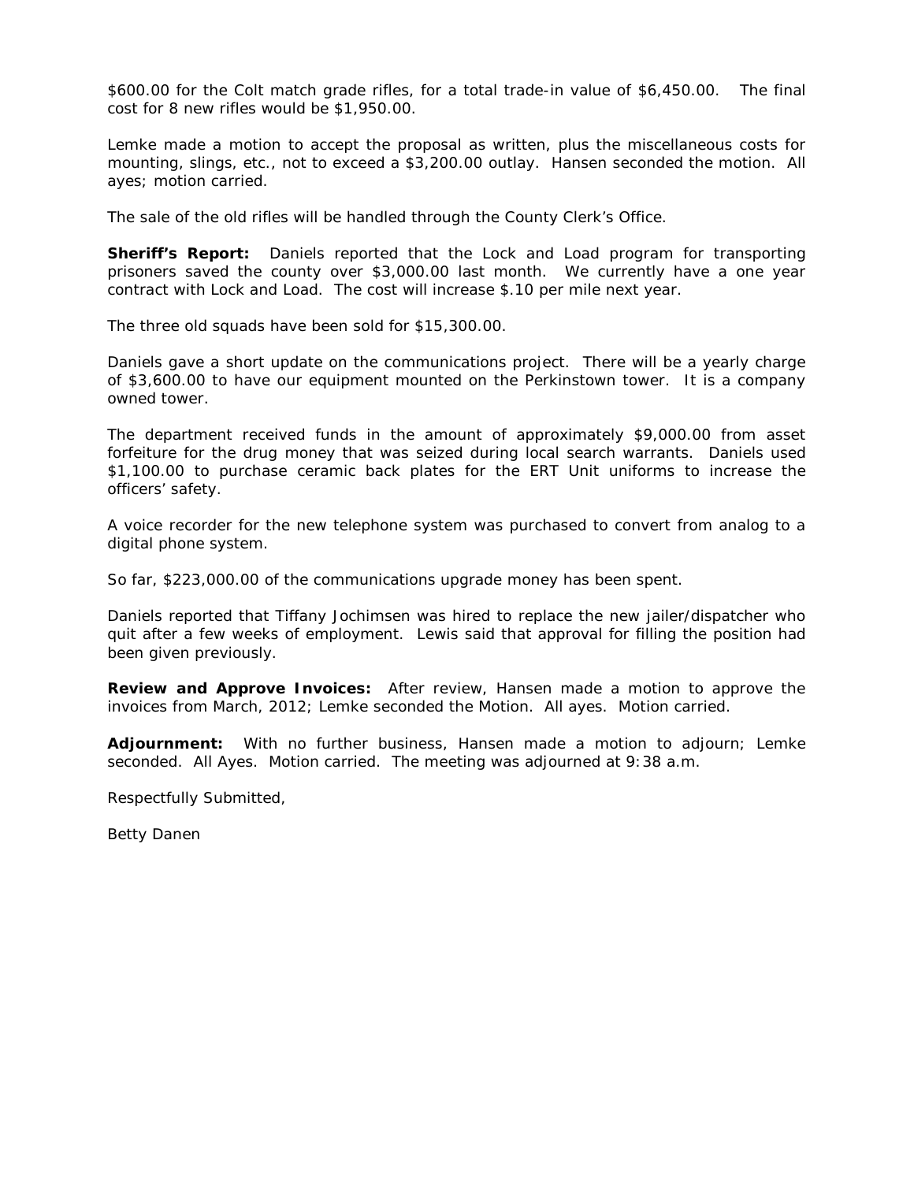$600.00 for the Colt match grade rifles, for a total trade-in value of $6,450.00. The final cost for 8 new rifles would be $1,950.00.

Lemke made a motion to accept the proposal as written, plus the miscellaneous costs for mounting, slings, etc., not to exceed a $3,200.00 outlay. Hansen seconded the motion. All ayes; motion carried.

The sale of the old rifles will be handled through the County Clerk's Office.

**Sheriff's Report:** Daniels reported that the Lock and Load program for transporting prisoners saved the county over $3,000.00 last month. We currently have a one year contract with Lock and Load. The cost will increase $.10 per mile next year.

The three old squads have been sold for $15,300.00.

Daniels gave a short update on the communications project. There will be a yearly charge of $3,600.00 to have our equipment mounted on the Perkinstown tower. It is a company owned tower.

The department received funds in the amount of approximately $9,000.00 from asset forfeiture for the drug money that was seized during local search warrants. Daniels used $1,100.00 to purchase ceramic back plates for the ERT Unit uniforms to increase the officers' safety.

A voice recorder for the new telephone system was purchased to convert from analog to a digital phone system.

So far, $223,000.00 of the communications upgrade money has been spent.

Daniels reported that Tiffany Jochimsen was hired to replace the new jailer/dispatcher who quit after a few weeks of employment. Lewis said that approval for filling the position had been given previously.

**Review and Approve Invoices:** After review, Hansen made a motion to approve the invoices from March, 2012; Lemke seconded the Motion. All ayes. Motion carried.

**Adjournment:** With no further business, Hansen made a motion to adjourn; Lemke seconded. All Ayes. Motion carried. The meeting was adjourned at 9:38 a.m.

Respectfully Submitted,

Betty Danen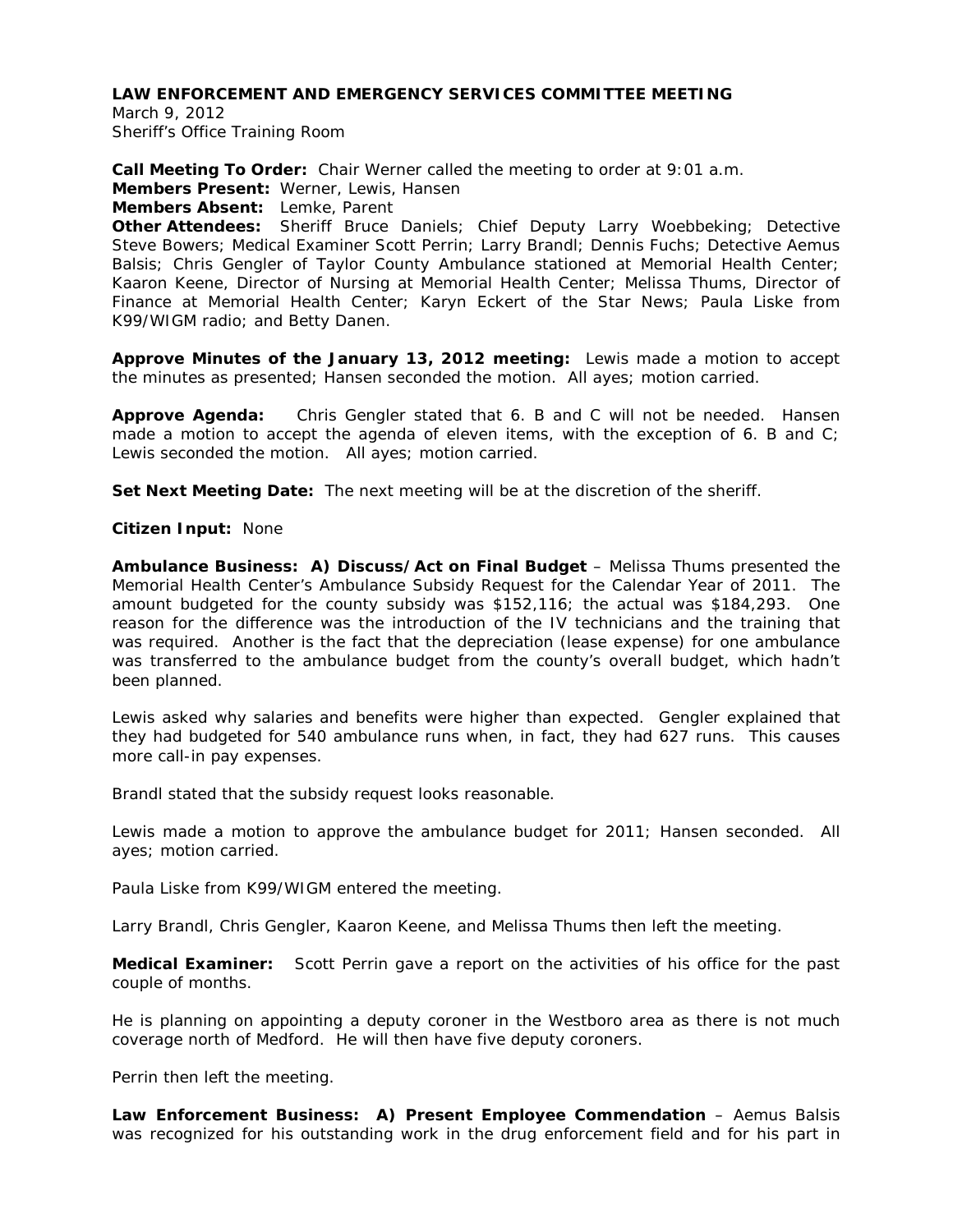**LAW ENFORCEMENT AND EMERGENCY SERVICES COMMITTEE MEETING**
March 9, 2012
Sheriff's Office Training Room

**Call Meeting To Order:** Chair Werner called the meeting to order at 9:01 a.m.
**Members Present:** Werner, Lewis, Hansen
**Members Absent:** Lemke, Parent
**Other Attendees:** Sheriff Bruce Daniels; Chief Deputy Larry Woebbeking; Detective Steve Bowers; Medical Examiner Scott Perrin; Larry Brandl; Dennis Fuchs; Detective Aemus Balsis; Chris Gengler of Taylor County Ambulance stationed at Memorial Health Center; Kaaron Keene, Director of Nursing at Memorial Health Center; Melissa Thums, Director of Finance at Memorial Health Center; Karyn Eckert of the Star News; Paula Liske from K99/WIGM radio; and Betty Danen.

**Approve Minutes of the January 13, 2012 meeting:** Lewis made a motion to accept the minutes as presented; Hansen seconded the motion. All ayes; motion carried.

**Approve Agenda:** Chris Gengler stated that 6. B and C will not be needed. Hansen made a motion to accept the agenda of eleven items, with the exception of 6. B and C; Lewis seconded the motion. All ayes; motion carried.

**Set Next Meeting Date:** The next meeting will be at the discretion of the sheriff.

**Citizen Input:** None

**Ambulance Business: A) Discuss/Act on Final Budget** – Melissa Thums presented the Memorial Health Center's Ambulance Subsidy Request for the Calendar Year of 2011. The amount budgeted for the county subsidy was $152,116; the actual was $184,293. One reason for the difference was the introduction of the IV technicians and the training that was required. Another is the fact that the depreciation (lease expense) for one ambulance was transferred to the ambulance budget from the county's overall budget, which hadn't been planned.

Lewis asked why salaries and benefits were higher than expected. Gengler explained that they had budgeted for 540 ambulance runs when, in fact, they had 627 runs. This causes more call-in pay expenses.

Brandl stated that the subsidy request looks reasonable.

Lewis made a motion to approve the ambulance budget for 2011; Hansen seconded. All ayes; motion carried.

Paula Liske from K99/WIGM entered the meeting.

Larry Brandl, Chris Gengler, Kaaron Keene, and Melissa Thums then left the meeting.

**Medical Examiner:** Scott Perrin gave a report on the activities of his office for the past couple of months.

He is planning on appointing a deputy coroner in the Westboro area as there is not much coverage north of Medford. He will then have five deputy coroners.

Perrin then left the meeting.

**Law Enforcement Business: A) Present Employee Commendation** – Aemus Balsis was recognized for his outstanding work in the drug enforcement field and for his part in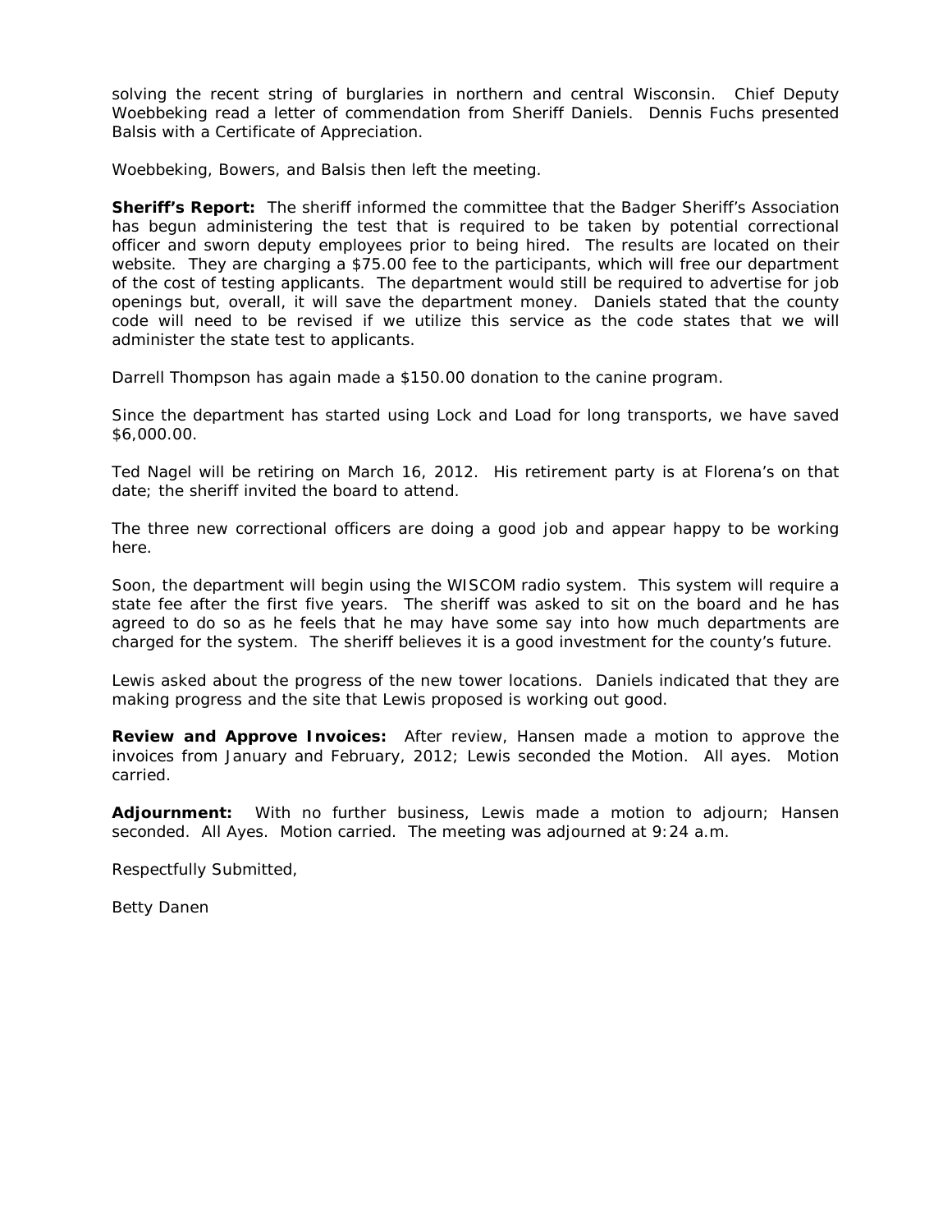solving the recent string of burglaries in northern and central Wisconsin. Chief Deputy Woebbeking read a letter of commendation from Sheriff Daniels. Dennis Fuchs presented Balsis with a Certificate of Appreciation.

Woebbeking, Bowers, and Balsis then left the meeting.

**Sheriff's Report:** The sheriff informed the committee that the Badger Sheriff's Association has begun administering the test that is required to be taken by potential correctional officer and sworn deputy employees prior to being hired. The results are located on their website. They are charging a $75.00 fee to the participants, which will free our department of the cost of testing applicants. The department would still be required to advertise for job openings but, overall, it will save the department money. Daniels stated that the county code will need to be revised if we utilize this service as the code states that we will administer the state test to applicants.

Darrell Thompson has again made a $150.00 donation to the canine program.

Since the department has started using Lock and Load for long transports, we have saved $6,000.00.

Ted Nagel will be retiring on March 16, 2012. His retirement party is at Florena's on that date; the sheriff invited the board to attend.

The three new correctional officers are doing a good job and appear happy to be working here.

Soon, the department will begin using the WISCOM radio system. This system will require a state fee after the first five years. The sheriff was asked to sit on the board and he has agreed to do so as he feels that he may have some say into how much departments are charged for the system. The sheriff believes it is a good investment for the county's future.

Lewis asked about the progress of the new tower locations. Daniels indicated that they are making progress and the site that Lewis proposed is working out good.

**Review and Approve Invoices:** After review, Hansen made a motion to approve the invoices from January and February, 2012; Lewis seconded the Motion. All ayes. Motion carried.

**Adjournment:** With no further business, Lewis made a motion to adjourn; Hansen seconded. All Ayes. Motion carried. The meeting was adjourned at 9:24 a.m.

Respectfully Submitted,

Betty Danen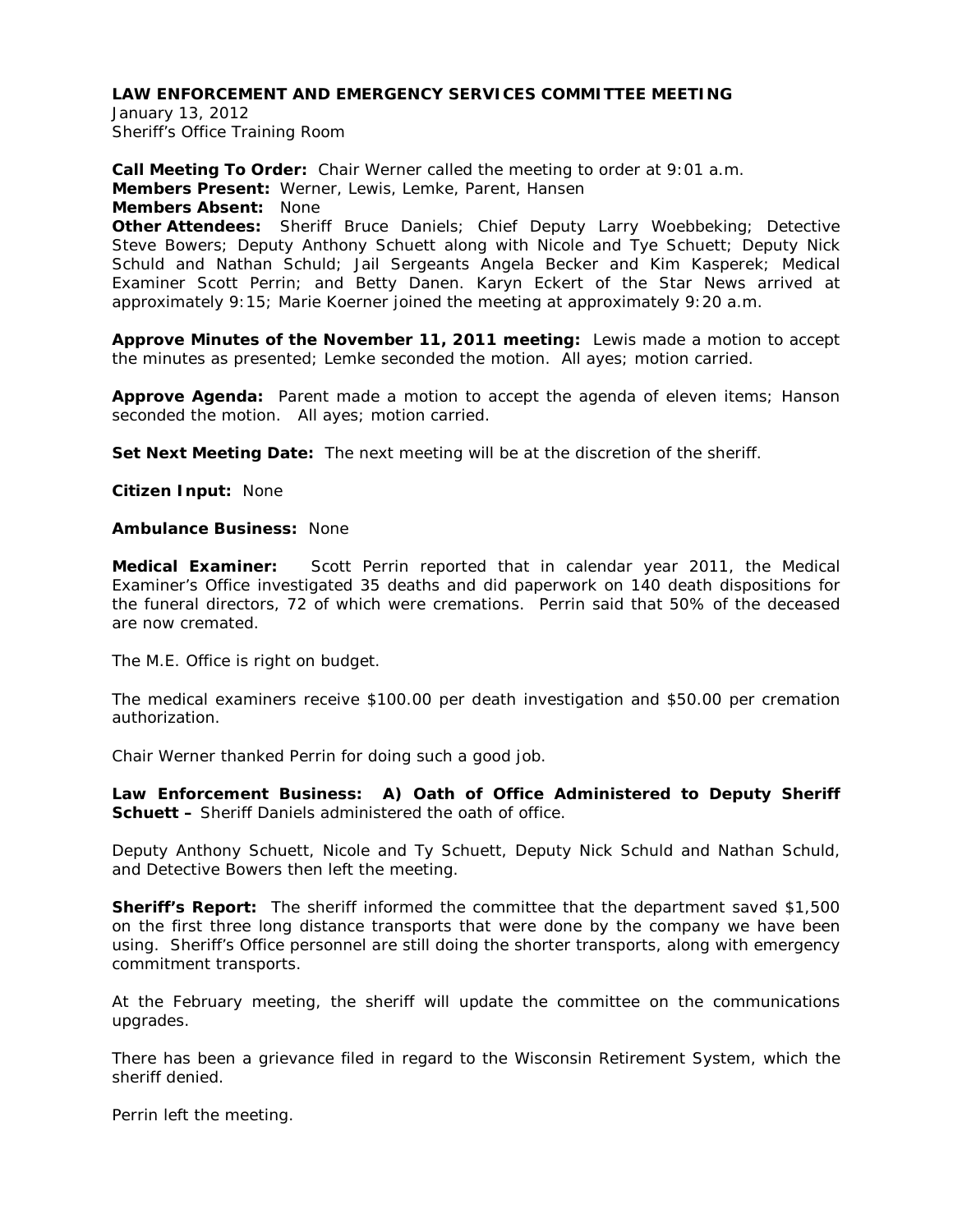**LAW ENFORCEMENT AND EMERGENCY SERVICES COMMITTEE MEETING**
January 13, 2012
Sheriff's Office Training Room

**Call Meeting To Order:** Chair Werner called the meeting to order at 9:01 a.m.
**Members Present:** Werner, Lewis, Lemke, Parent, Hansen
**Members Absent:** None
**Other Attendees:** Sheriff Bruce Daniels; Chief Deputy Larry Woebbeking; Detective Steve Bowers; Deputy Anthony Schuett along with Nicole and Tye Schuett; Deputy Nick Schuld and Nathan Schuld; Jail Sergeants Angela Becker and Kim Kasperek; Medical Examiner Scott Perrin; and Betty Danen. Karyn Eckert of the Star News arrived at approximately 9:15; Marie Koerner joined the meeting at approximately 9:20 a.m.

**Approve Minutes of the November 11, 2011 meeting:** Lewis made a motion to accept the minutes as presented; Lemke seconded the motion. All ayes; motion carried.

**Approve Agenda:** Parent made a motion to accept the agenda of eleven items; Hanson seconded the motion. All ayes; motion carried.

**Set Next Meeting Date:** The next meeting will be at the discretion of the sheriff.

**Citizen Input:** None

**Ambulance Business:** None

**Medical Examiner:** Scott Perrin reported that in calendar year 2011, the Medical Examiner's Office investigated 35 deaths and did paperwork on 140 death dispositions for the funeral directors, 72 of which were cremations. Perrin said that 50% of the deceased are now cremated.

The M.E. Office is right on budget.

The medical examiners receive $100.00 per death investigation and $50.00 per cremation authorization.

Chair Werner thanked Perrin for doing such a good job.

**Law Enforcement Business: A) Oath of Office Administered to Deputy Sheriff Schuett –** Sheriff Daniels administered the oath of office.

Deputy Anthony Schuett, Nicole and Ty Schuett, Deputy Nick Schuld and Nathan Schuld, and Detective Bowers then left the meeting.

**Sheriff's Report:** The sheriff informed the committee that the department saved $1,500 on the first three long distance transports that were done by the company we have been using. Sheriff's Office personnel are still doing the shorter transports, along with emergency commitment transports.

At the February meeting, the sheriff will update the committee on the communications upgrades.

There has been a grievance filed in regard to the Wisconsin Retirement System, which the sheriff denied.

Perrin left the meeting.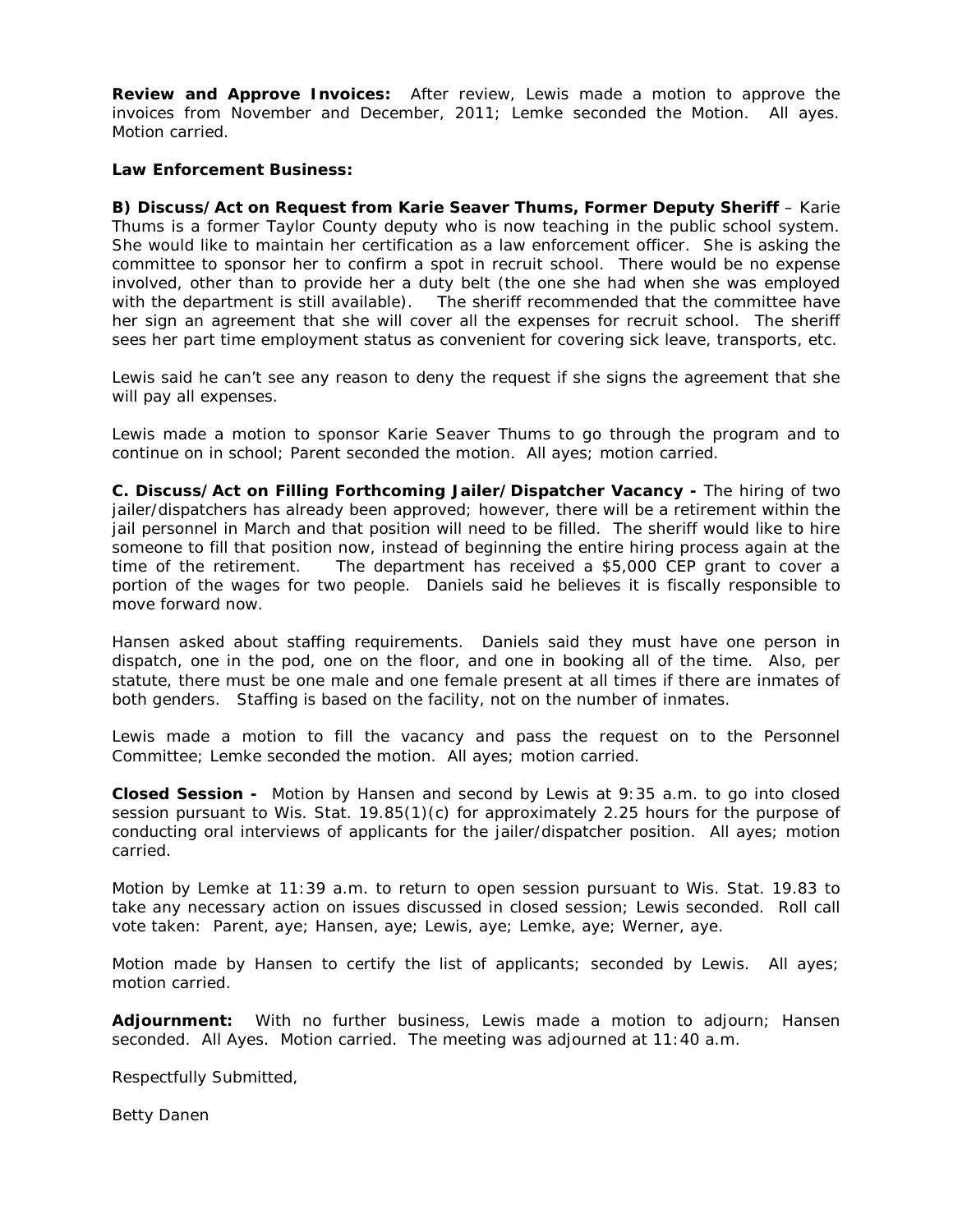**Review and Approve Invoices:** After review, Lewis made a motion to approve the invoices from November and December, 2011; Lemke seconded the Motion. All ayes. Motion carried.

**Law Enforcement Business:**

**B) Discuss/Act on Request from Karie Seaver Thums, Former Deputy Sheriff** – Karie Thums is a former Taylor County deputy who is now teaching in the public school system. She would like to maintain her certification as a law enforcement officer. She is asking the committee to sponsor her to confirm a spot in recruit school. There would be no expense involved, other than to provide her a duty belt (the one she had when she was employed with the department is still available). The sheriff recommended that the committee have her sign an agreement that she will cover all the expenses for recruit school. The sheriff sees her part time employment status as convenient for covering sick leave, transports, etc.

Lewis said he can't see any reason to deny the request if she signs the agreement that she will pay all expenses.

Lewis made a motion to sponsor Karie Seaver Thums to go through the program and to continue on in school; Parent seconded the motion. All ayes; motion carried.

**C. Discuss/Act on Filling Forthcoming Jailer/Dispatcher Vacancy -** The hiring of two jailer/dispatchers has already been approved; however, there will be a retirement within the jail personnel in March and that position will need to be filled. The sheriff would like to hire someone to fill that position now, instead of beginning the entire hiring process again at the time of the retirement. The department has received a $5,000 CEP grant to cover a portion of the wages for two people. Daniels said he believes it is fiscally responsible to move forward now.

Hansen asked about staffing requirements. Daniels said they must have one person in dispatch, one in the pod, one on the floor, and one in booking all of the time. Also, per statute, there must be one male and one female present at all times if there are inmates of both genders. Staffing is based on the facility, not on the number of inmates.

Lewis made a motion to fill the vacancy and pass the request on to the Personnel Committee; Lemke seconded the motion. All ayes; motion carried.

**Closed Session -** Motion by Hansen and second by Lewis at 9:35 a.m. to go into closed session pursuant to Wis. Stat. 19.85(1)(c) for approximately 2.25 hours for the purpose of conducting oral interviews of applicants for the jailer/dispatcher position. All ayes; motion carried.

Motion by Lemke at 11:39 a.m. to return to open session pursuant to Wis. Stat. 19.83 to take any necessary action on issues discussed in closed session; Lewis seconded. Roll call vote taken: Parent, aye; Hansen, aye; Lewis, aye; Lemke, aye; Werner, aye.

Motion made by Hansen to certify the list of applicants; seconded by Lewis. All ayes; motion carried.

**Adjournment:** With no further business, Lewis made a motion to adjourn; Hansen seconded. All Ayes. Motion carried. The meeting was adjourned at 11:40 a.m.

Respectfully Submitted,

Betty Danen